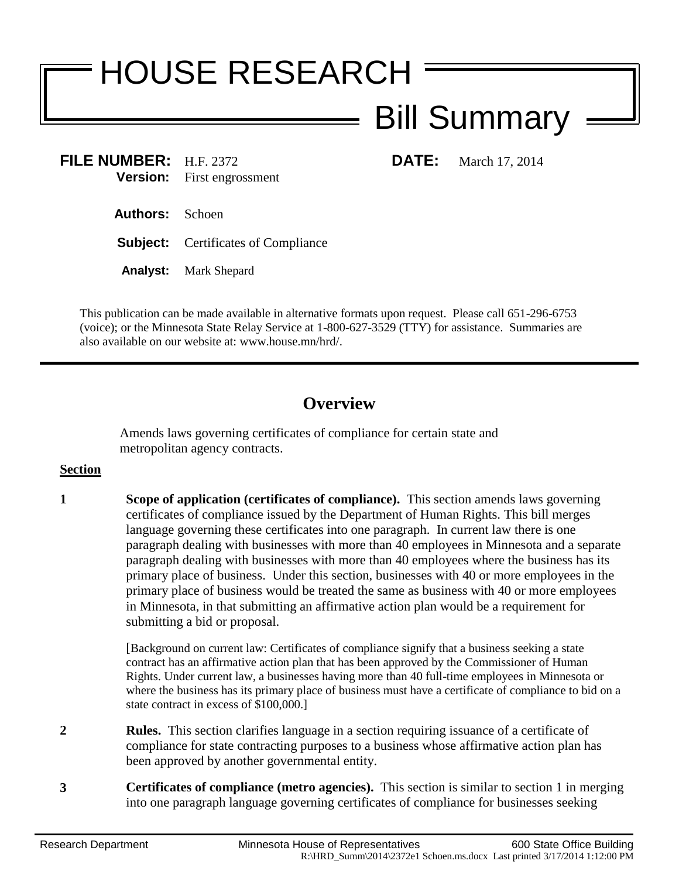# HOUSE RESEARCH

## Bill Summary

**FILE NUMBER:** H.F. 2372 **DATE:** March 17, 2014

**Version:** First engrossment

**Authors:** Schoen

**Subject:** Certificates of Compliance

**Analyst:** Mark Shepard

This publication can be made available in alternative formats upon request. Please call 651-296-6753 (voice); or the Minnesota State Relay Service at 1-800-627-3529 (TTY) for assistance. Summaries are also available on our website at: www.house.mn/hrd/.

---

## Overview

Amends laws governing certificates of compliance for certain state and metropolitan agency contracts.

**Section**

**1** **Scope of application (certificates of compliance).** This section amends laws governing certificates of compliance issued by the Department of Human Rights. This bill merges language governing these certificates into one paragraph. In current law there is one paragraph dealing with businesses with more than 40 employees in Minnesota and a separate paragraph dealing with businesses with more than 40 employees where the business has its primary place of business. Under this section, businesses with 40 or more employees in the primary place of business would be treated the same as business with 40 or more employees in Minnesota, in that submitting an affirmative action plan would be a requirement for submitting a bid or proposal.

[Background on current law: Certificates of compliance signify that a business seeking a state contract has an affirmative action plan that has been approved by the Commissioner of Human Rights. Under current law, a businesses having more than 40 full-time employees in Minnesota or where the business has its primary place of business must have a certificate of compliance to bid on a state contract in excess of $100,000.]

**2** **Rules.** This section clarifies language in a section requiring issuance of a certificate of compliance for state contracting purposes to a business whose affirmative action plan has been approved by another governmental entity.

**3** **Certificates of compliance (metro agencies).** This section is similar to section 1 in merging into one paragraph language governing certificates of compliance for businesses seeking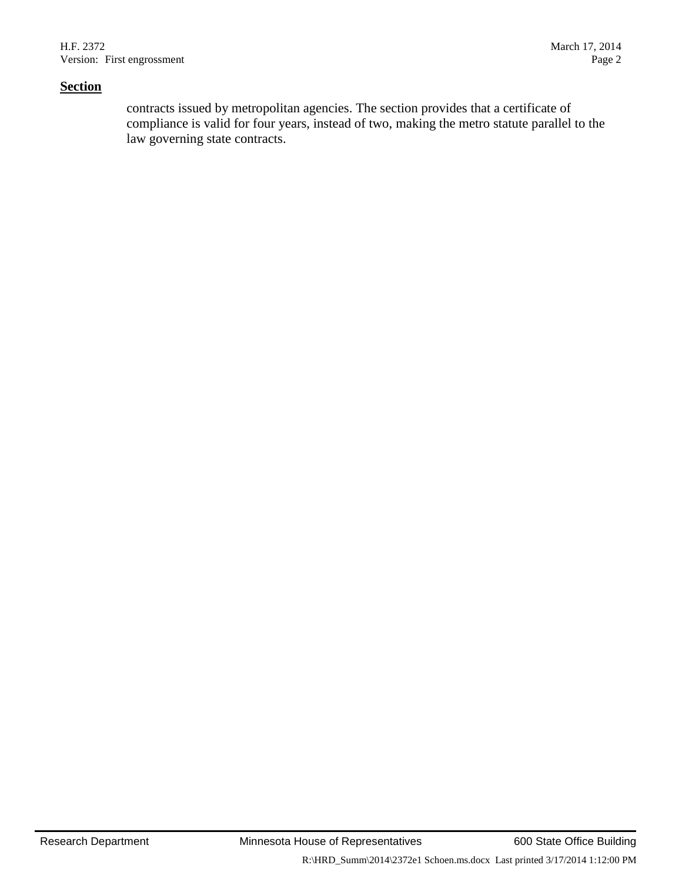**Section**

contracts issued by metropolitan agencies. The section provides that a certificate of compliance is valid for four years, instead of two, making the metro statute parallel to the law governing state contracts.